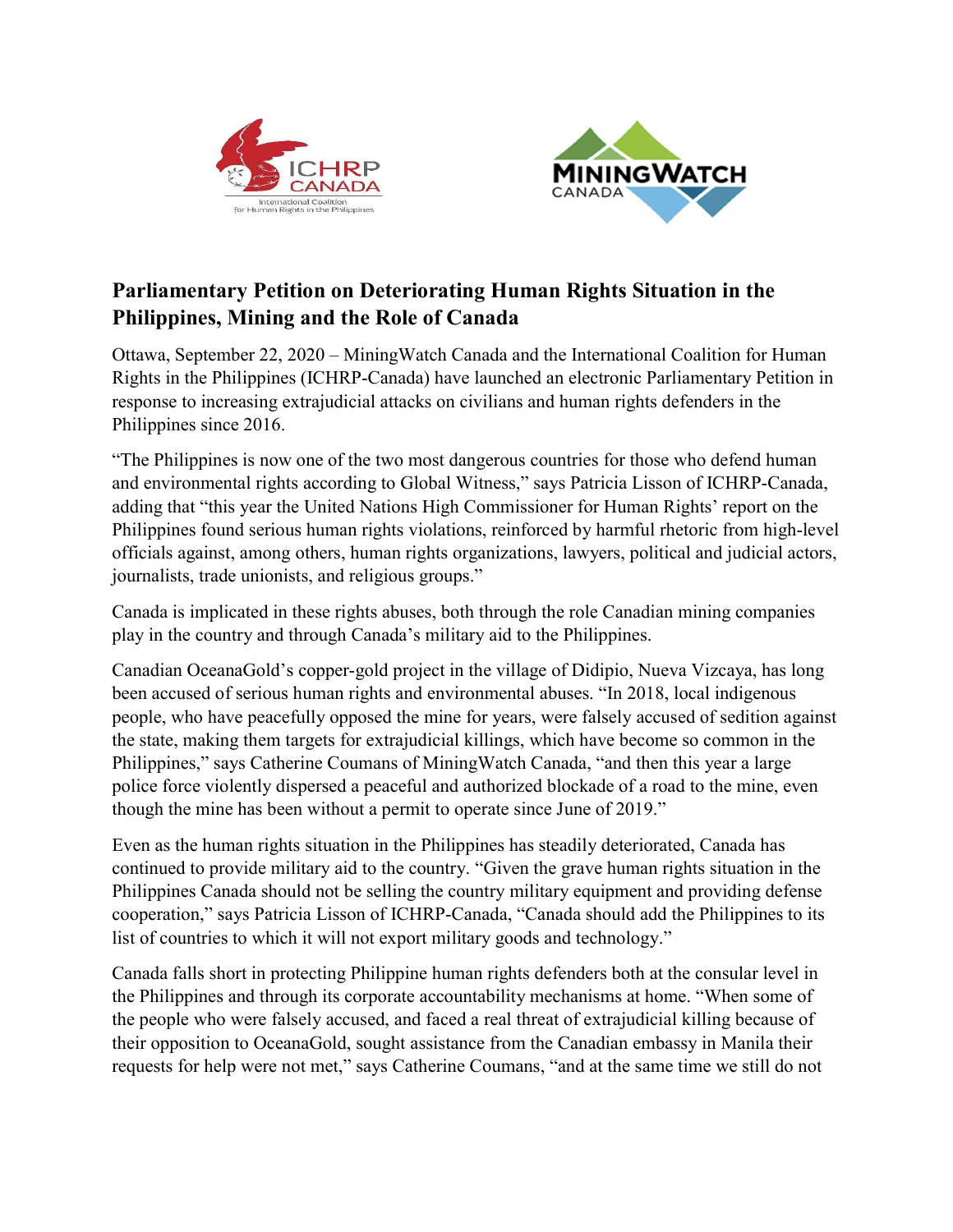## Parliamentary Petition on Deteriorating Human Rights Situation in the Philippines, Mining and the Role of Canada

Ottawa, September 22, 2020 – MiningWatch Canada and the International Coalition for Human Rights in the Philippines (ICHRP-Canada) have launched an electronic Parliamentary Petition in response to increasing extrajudicial attacks on civilians and human rights defenders in the Philippines since 2016.

"The Philippines is now one of the two most dangerous countries for those who defend human and environmental rights according to Global Witness," says Patricia Lisson of ICHRP-Canada, adding that "this year the United Nations High Commissioner for Human Rights' report on the Philippines found serious human rights violations, reinforced by harmful rhetoric from high-level officials against, among others, human rights organizations, lawyers, political and judicial actors, journalists, trade unionists, and religious groups."

Canada is implicated in these rights abuses, both through the role Canadian mining companies play in the country and through Canada's military aid to the Philippines.

Canadian OceanaGold's copper-gold project in the village of Didipio, Nueva Vizcaya, has long been accused of serious human rights and environmental abuses. "In 2018, local indigenous people, who have peacefully opposed the mine for years, were falsely accused of sedition against the state, making them targets for extrajudicial killings, which have become so common in the Philippines," says Catherine Coumans of MiningWatch Canada, "and then this year a large police force violently dispersed a peaceful and authorized blockade of a road to the mine, even though the mine has been without a permit to operate since June of 2019."

Even as the human rights situation in the Philippines has steadily deteriorated, Canada has continued to provide military aid to the country. "Given the grave human rights situation in the Philippines Canada should not be selling the country military equipment and providing defense cooperation," says Patricia Lisson of ICHRP-Canada, "Canada should add the Philippines to its list of countries to which it will not export military goods and technology."

Canada falls short in protecting Philippine human rights defenders both at the consular level in the Philippines and through its corporate accountability mechanisms at home. "When some of the people who were falsely accused, and faced a real threat of extrajudicial killing because of their opposition to OceanaGold, sought assistance from the Canadian embassy in Manila their requests for help were not met," says Catherine Coumans, "and at the same time we still do not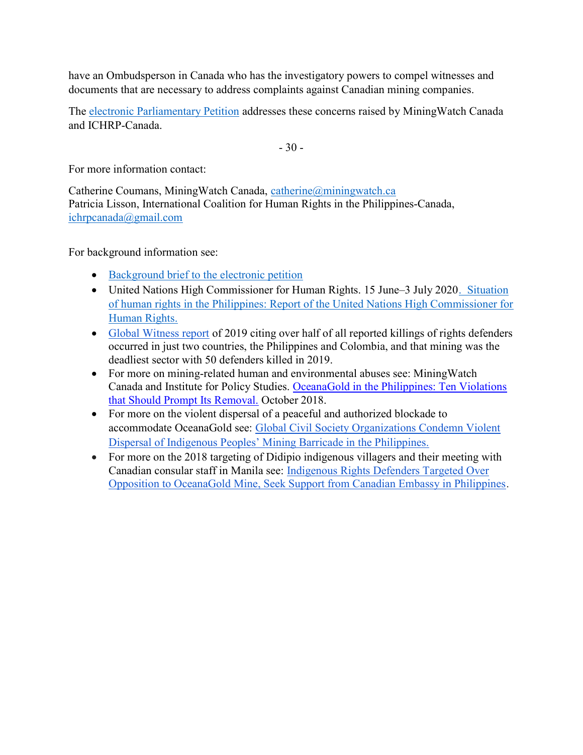have an Ombudsperson in Canada who has the investigatory powers to compel witnesses and documents that are necessary to address complaints against Canadian mining companies.

The electronic Parliamentary Petition addresses these concerns raised by MiningWatch Canada and ICHRP-Canada.

- 30 -

For more information contact:

Catherine Coumans, MiningWatch Canada, catherine@miningwatch.ca
Patricia Lisson, International Coalition for Human Rights in the Philippines-Canada, ichrpcanada@gmail.com

For background information see:

- Background brief to the electronic petition
- United Nations High Commissioner for Human Rights. 15 June–3 July 2020. Situation of human rights in the Philippines: Report of the United Nations High Commissioner for Human Rights.
- Global Witness report of 2019 citing over half of all reported killings of rights defenders occurred in just two countries, the Philippines and Colombia, and that mining was the deadliest sector with 50 defenders killed in 2019.
- For more on mining-related human and environmental abuses see: MiningWatch Canada and Institute for Policy Studies. OceanaGold in the Philippines: Ten Violations that Should Prompt Its Removal. October 2018.
- For more on the violent dispersal of a peaceful and authorized blockade to accommodate OceanaGold see: Global Civil Society Organizations Condemn Violent Dispersal of Indigenous Peoples' Mining Barricade in the Philippines.
- For more on the 2018 targeting of Didipio indigenous villagers and their meeting with Canadian consular staff in Manila see: Indigenous Rights Defenders Targeted Over Opposition to OceanaGold Mine, Seek Support from Canadian Embassy in Philippines.